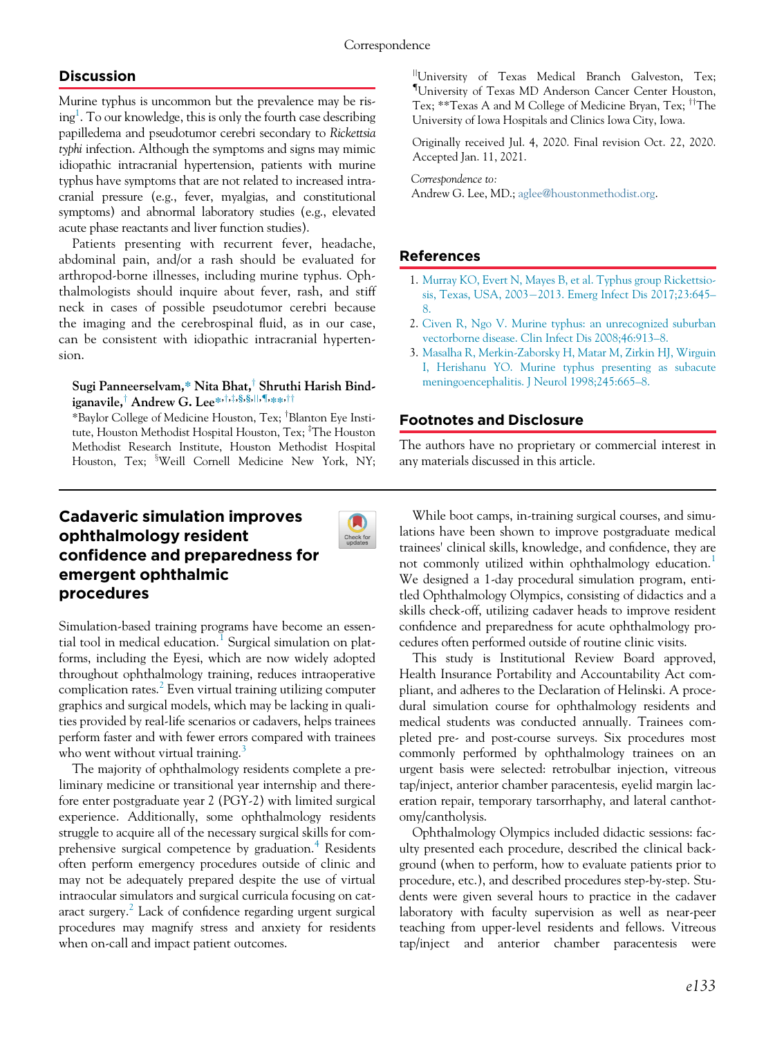## Discussion

Murine typhus is uncommon but the prevalence may be rising[1]. To our knowledge, this is only the fourth case describing papilledema and pseudotumor cerebri secondary to *Rickettsia typhi* infection. Although the symptoms and signs may mimic idiopathic intracranial hypertension, patients with murine typhus have symptoms that are not related to increased intracranial pressure (e.g., fever, myalgias, and constitutional symptoms) and abnormal laboratory studies (e.g., elevated acute phase reactants and liver function studies).

Patients presenting with recurrent fever, headache, abdominal pain, and/or a rash should be evaluated for arthropod-borne illnesses, including murine typhus. Ophthalmologists should inquire about fever, rash, and stiff neck in cases of possible pseudotumor cerebri because the imaging and the cerebrospinal fluid, as in our case, can be consistent with idiopathic intracranial hypertension.

**Sugi Panneerselvam,[*] Nita Bhat,[†] Shruthi Harish Bindiganavile,[†] Andrew G. Lee[*,†,‡,§,||,¶,**,††]**

[*]Baylor College of Medicine Houston, Tex; [†]Blanton Eye Institute, Houston Methodist Hospital Houston, Tex; [‡]The Houston Methodist Research Institute, Houston Methodist Hospital Houston, Tex; [§]Weill Cornell Medicine New York, NY; [||]University of Texas Medical Branch Galveston, Tex; [¶]University of Texas MD Anderson Cancer Center Houston, Tex; [**]Texas A and M College of Medicine Bryan, Tex; [††]The University of Iowa Hospitals and Clinics Iowa City, Iowa.

Originally received Jul. 4, 2020. Final revision Oct. 22, 2020. Accepted Jan. 11, 2021.

*Correspondence to:*
Andrew G. Lee, MD.; aglee@houstonmethodist.org.

## References

1. Murray KO, Evert N, Mayes B, et al. Typhus group Rickettsiosis, Texas, USA, 2003−2013. Emerg Infect Dis 2017;23:645–8.
2. Civen R, Ngo V. Murine typhus: an unrecognized suburban vectorborne disease. Clin Infect Dis 2008;46:913–8.
3. Masalha R, Merkin-Zaborsky H, Matar M, Zirkin HJ, Wirguin I, Herishanu YO. Murine typhus presenting as subacute meningoencephalitis. J Neurol 1998;245:665–8.

## Footnotes and Disclosure

The authors have no proprietary or commercial interest in any materials discussed in this article.

# Cadaveric simulation improves ophthalmology resident confidence and preparedness for emergent ophthalmic procedures

Simulation-based training programs have become an essential tool in medical education.[1] Surgical simulation on platforms, including the Eyesi, which are now widely adopted throughout ophthalmology training, reduces intraoperative complication rates.[2] Even virtual training utilizing computer graphics and surgical models, which may be lacking in qualities provided by real-life scenarios or cadavers, helps trainees perform faster and with fewer errors compared with trainees who went without virtual training.[3]

The majority of ophthalmology residents complete a preliminary medicine or transitional year internship and therefore enter postgraduate year 2 (PGY-2) with limited surgical experience. Additionally, some ophthalmology residents struggle to acquire all of the necessary surgical skills for comprehensive surgical competence by graduation.[4] Residents often perform emergency procedures outside of clinic and may not be adequately prepared despite the use of virtual intraocular simulators and surgical curricula focusing on cataract surgery.[2] Lack of confidence regarding urgent surgical procedures may magnify stress and anxiety for residents when on-call and impact patient outcomes.

While boot camps, in-training surgical courses, and simulations have been shown to improve postgraduate medical trainees' clinical skills, knowledge, and confidence, they are not commonly utilized within ophthalmology education.[1] We designed a 1-day procedural simulation program, entitled Ophthalmology Olympics, consisting of didactics and a skills check-off, utilizing cadaver heads to improve resident confidence and preparedness for acute ophthalmology procedures often performed outside of routine clinic visits.

This study is Institutional Review Board approved, Health Insurance Portability and Accountability Act compliant, and adheres to the Declaration of Helinski. A procedural simulation course for ophthalmology residents and medical students was conducted annually. Trainees completed pre- and post-course surveys. Six procedures most commonly performed by ophthalmology trainees on an urgent basis were selected: retrobulbar injection, vitreous tap/inject, anterior chamber paracentesis, eyelid margin laceration repair, temporary tarsorrhaphy, and lateral canthotomy/cantholysis.

Ophthalmology Olympics included didactic sessions: faculty presented each procedure, described the clinical background (when to perform, how to evaluate patients prior to procedure, etc.), and described procedures step-by-step. Students were given several hours to practice in the cadaver laboratory with faculty supervision as well as near-peer teaching from upper-level residents and fellows. Vitreous tap/inject and anterior chamber paracentesis were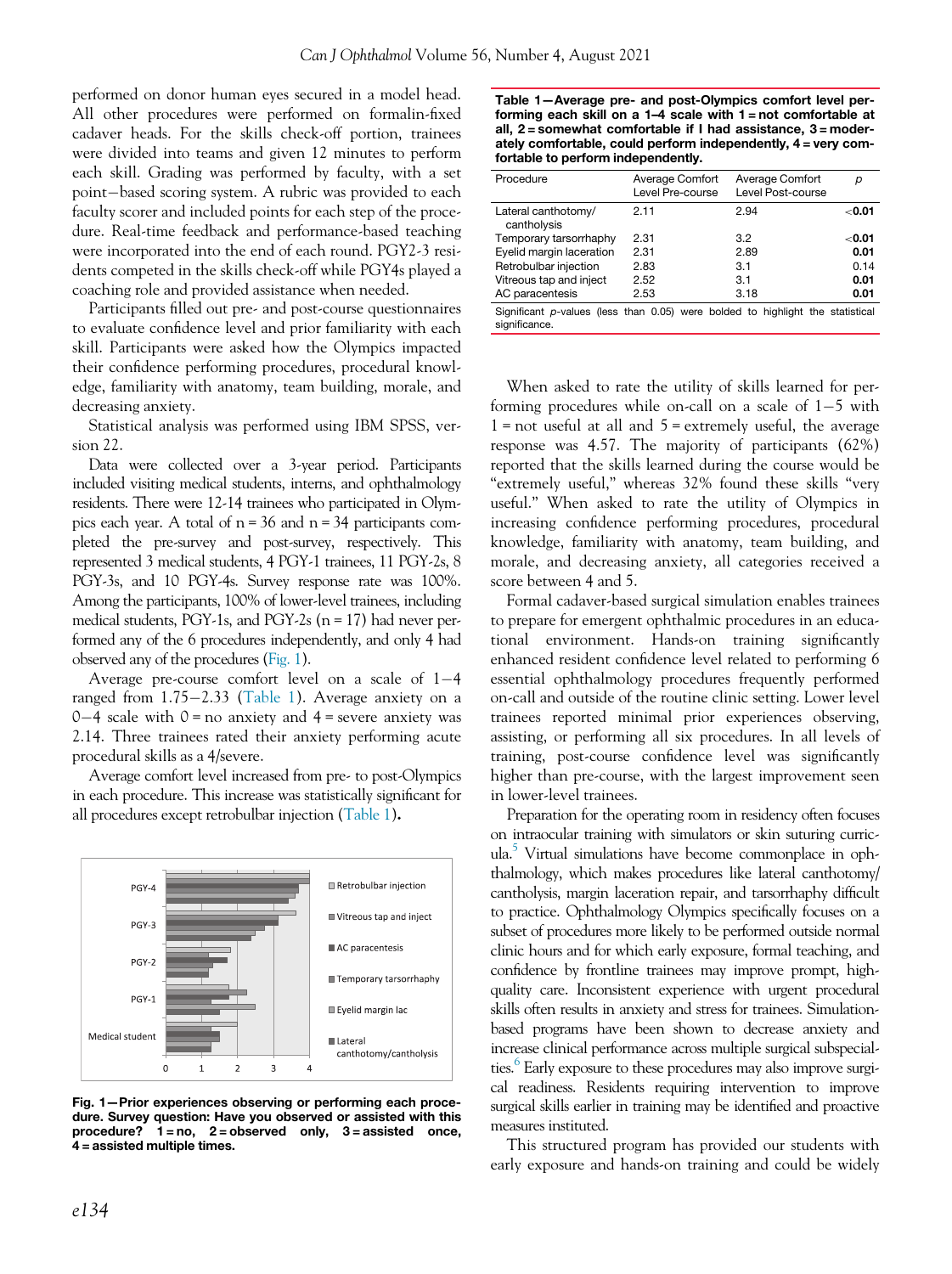performed on donor human eyes secured in a model head. All other procedures were performed on formalin-fixed cadaver heads. For the skills check-off portion, trainees were divided into teams and given 12 minutes to perform each skill. Grading was performed by faculty, with a set point−based scoring system. A rubric was provided to each faculty scorer and included points for each step of the procedure. Real-time feedback and performance-based teaching were incorporated into the end of each round. PGY2-3 residents competed in the skills check-off while PGY4s played a coaching role and provided assistance when needed.

Participants filled out pre- and post-course questionnaires to evaluate confidence level and prior familiarity with each skill. Participants were asked how the Olympics impacted their confidence performing procedures, procedural knowledge, familiarity with anatomy, team building, morale, and decreasing anxiety.

Statistical analysis was performed using IBM SPSS, version 22.

Data were collected over a 3-year period. Participants included visiting medical students, interns, and ophthalmology residents. There were 12-14 trainees who participated in Olympics each year. A total of n = 36 and n = 34 participants completed the pre-survey and post-survey, respectively. This represented 3 medical students, 4 PGY-1 trainees, 11 PGY-2s, 8 PGY-3s, and 10 PGY-4s. Survey response rate was 100%. Among the participants, 100% of lower-level trainees, including medical students, PGY-1s, and PGY-2s (n = 17) had never performed any of the 6 procedures independently, and only 4 had observed any of the procedures (Fig. 1).

Average pre-course comfort level on a scale of 1−4 ranged from 1.75−2.33 (Table 1). Average anxiety on a 0−4 scale with 0 = no anxiety and 4 = severe anxiety was 2.14. Three trainees rated their anxiety performing acute procedural skills as a 4/severe.

Average comfort level increased from pre- to post-Olympics in each procedure. This increase was statistically significant for all procedures except retrobulbar injection (Table 1).

**Fig. 1—Prior experiences observing or performing each procedure. Survey question: Have you observed or assisted with this procedure? 1 = no, 2 = observed only, 3 = assisted once, 4 = assisted multiple times.**

**Table 1—Average pre- and post-Olympics comfort level performing each skill on a 1–4 scale with 1 = not comfortable at all, 2 = somewhat comfortable if I had assistance, 3 = moderately comfortable, could perform independently, 4 = very comfortable to perform independently.**

| Procedure | Average Comfort Level Pre-course | Average Comfort Level Post-course | p |
|---|---|---|---|
| Lateral canthotomy/ cantholysis | 2.11 | 2.94 | **<0.01** |
| Temporary tarsorrhaphy | 2.31 | 3.2 | **<0.01** |
| Eyelid margin laceration | 2.31 | 2.89 | **0.01** |
| Retrobulbar injection | 2.83 | 3.1 | 0.14 |
| Vitreous tap and inject | 2.52 | 3.1 | **0.01** |
| AC paracentesis | 2.53 | 3.18 | **0.01** |

Significant p-values (less than 0.05) were bolded to highlight the statistical significance.

When asked to rate the utility of skills learned for performing procedures while on-call on a scale of 1−5 with 1 = not useful at all and 5 = extremely useful, the average response was 4.57. The majority of participants (62%) reported that the skills learned during the course would be "extremely useful," whereas 32% found these skills "very useful." When asked to rate the utility of Olympics in increasing confidence performing procedures, procedural knowledge, familiarity with anatomy, team building, and morale, and decreasing anxiety, all categories received a score between 4 and 5.

Formal cadaver-based surgical simulation enables trainees to prepare for emergent ophthalmic procedures in an educational environment. Hands-on training significantly enhanced resident confidence level related to performing 6 essential ophthalmology procedures frequently performed on-call and outside of the routine clinic setting. Lower level trainees reported minimal prior experiences observing, assisting, or performing all six procedures. In all levels of training, post-course confidence level was significantly higher than pre-course, with the largest improvement seen in lower-level trainees.

Preparation for the operating room in residency often focuses on intraocular training with simulators or skin suturing curricula.[5] Virtual simulations have become commonplace in ophthalmology, which makes procedures like lateral canthotomy/cantholysis, margin laceration repair, and tarsorrhaphy difficult to practice. Ophthalmology Olympics specifically focuses on a subset of procedures more likely to be performed outside normal clinic hours and for which early exposure, formal teaching, and confidence by frontline trainees may improve prompt, high-quality care. Inconsistent experience with urgent procedural skills often results in anxiety and stress for trainees. Simulation-based programs have been shown to decrease anxiety and increase clinical performance across multiple surgical subspecialties.[6] Early exposure to these procedures may also improve surgical readiness. Residents requiring intervention to improve surgical skills earlier in training may be identified and proactive measures instituted.

This structured program has provided our students with early exposure and hands-on training and could be widely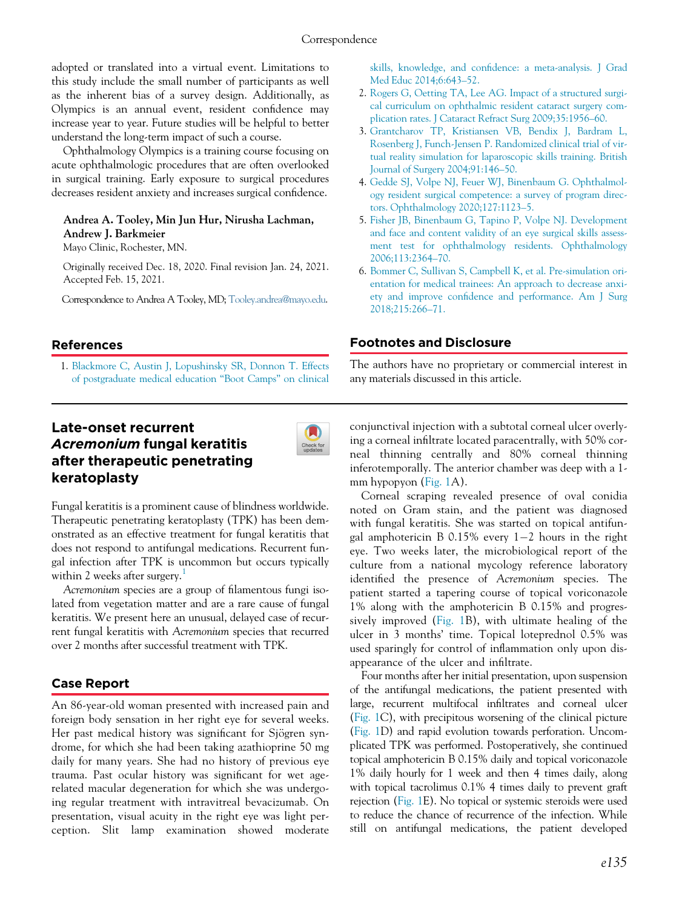adopted or translated into a virtual event. Limitations to this study include the small number of participants as well as the inherent bias of a survey design. Additionally, as Olympics is an annual event, resident confidence may increase year to year. Future studies will be helpful to better understand the long-term impact of such a course.

Ophthalmology Olympics is a training course focusing on acute ophthalmologic procedures that are often overlooked in surgical training. Early exposure to surgical procedures decreases resident anxiety and increases surgical confidence.

**Andrea A. Tooley, Min Jun Hur, Nirusha Lachman, Andrew J. Barkmeier**
Mayo Clinic, Rochester, MN.

Originally received Dec. 18, 2020. Final revision Jan. 24, 2021. Accepted Feb. 15, 2021.

Correspondence to Andrea A Tooley, MD; Tooley.andrea@mayo.edu.

## References

1. Blackmore C, Austin J, Lopushinsky SR, Donnon T. Effects of postgraduate medical education "Boot Camps" on clinical skills, knowledge, and confidence: a meta-analysis. J Grad Med Educ 2014;6:643–52.
2. Rogers G, Oetting TA, Lee AG. Impact of a structured surgical curriculum on ophthalmic resident cataract surgery complication rates. J Cataract Refract Surg 2009;35:1956–60.
3. Grantcharov TP, Kristiansen VB, Bendix J, Bardram L, Rosenberg J, Funch-Jensen P. Randomized clinical trial of virtual reality simulation for laparoscopic skills training. British Journal of Surgery 2004;91:146–50.
4. Gedde SJ, Volpe NJ, Feuer WJ, Binenbaum G. Ophthalmology resident surgical competence: a survey of program directors. Ophthalmology 2020;127:1123–5.
5. Fisher JB, Binenbaum G, Tapino P, Volpe NJ. Development and face and content validity of an eye surgical skills assessment test for ophthalmology residents. Ophthalmology 2006;113:2364–70.
6. Bommer C, Sullivan S, Campbell K, et al. Pre-simulation orientation for medical trainees: An approach to decrease anxiety and improve confidence and performance. Am J Surg 2018;215:266–71.

## Footnotes and Disclosure

The authors have no proprietary or commercial interest in any materials discussed in this article.

# Late-onset recurrent *Acremonium* fungal keratitis after therapeutic penetrating keratoplasty

Fungal keratitis is a prominent cause of blindness worldwide. Therapeutic penetrating keratoplasty (TPK) has been demonstrated as an effective treatment for fungal keratitis that does not respond to antifungal medications. Recurrent fungal infection after TPK is uncommon but occurs typically within 2 weeks after surgery.[1]

*Acremonium* species are a group of filamentous fungi isolated from vegetation matter and are a rare cause of fungal keratitis. We present here an unusual, delayed case of recurrent fungal keratitis with *Acremonium* species that recurred over 2 months after successful treatment with TPK.

## Case Report

An 86-year-old woman presented with increased pain and foreign body sensation in her right eye for several weeks. Her past medical history was significant for Sjögren syndrome, for which she had been taking azathioprine 50 mg daily for many years. She had no history of previous eye trauma. Past ocular history was significant for wet age-related macular degeneration for which she was undergoing regular treatment with intravitreal bevacizumab. On presentation, visual acuity in the right eye was light perception. Slit lamp examination showed moderate conjunctival injection with a subtotal corneal ulcer overlying a corneal infiltrate located paracentrally, with 50% corneal thinning centrally and 80% corneal thinning inferotemporally. The anterior chamber was deep with a 1-mm hypopyon (Fig. 1A).

Corneal scraping revealed presence of oval conidia noted on Gram stain, and the patient was diagnosed with fungal keratitis. She was started on topical antifungal amphotericin B 0.15% every 1−2 hours in the right eye. Two weeks later, the microbiological report of the culture from a national mycology reference laboratory identified the presence of *Acremonium* species. The patient started a tapering course of topical voriconazole 1% along with the amphotericin B 0.15% and progressively improved (Fig. 1B), with ultimate healing of the ulcer in 3 months' time. Topical loteprednol 0.5% was used sparingly for control of inflammation only upon disappearance of the ulcer and infiltrate.

Four months after her initial presentation, upon suspension of the antifungal medications, the patient presented with large, recurrent multifocal infiltrates and corneal ulcer (Fig. 1C), with precipitous worsening of the clinical picture (Fig. 1D) and rapid evolution towards perforation. Uncomplicated TPK was performed. Postoperatively, she continued topical amphotericin B 0.15% daily and topical voriconazole 1% daily hourly for 1 week and then 4 times daily, along with topical tacrolimus 0.1% 4 times daily to prevent graft rejection (Fig. 1E). No topical or systemic steroids were used to reduce the chance of recurrence of the infection. While still on antifungal medications, the patient developed